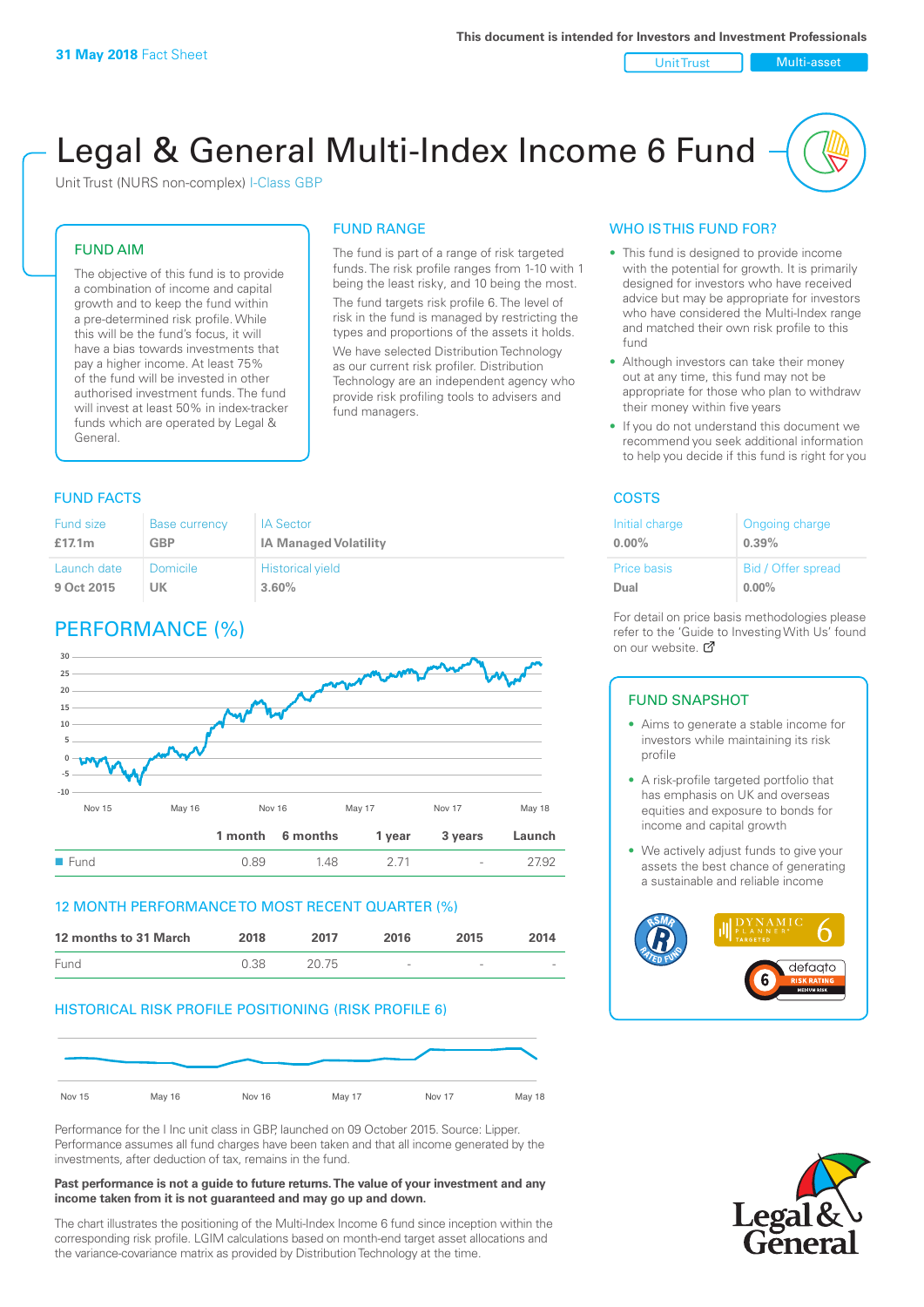**31 May 2018** Fact Sheet

This document is intended for Investors and Investment Professionals

Unit Trust | Multi-asset

# Legal & General Multi-Index Income 6 Fund

Unit Trust (NURS non-complex) I-Class GBP

## FUND AIM

The objective of this fund is to provide a combination of income and capital growth and to keep the fund within a pre-determined risk profile. While this will be the fund's focus, it will have a bias towards investments that pay a higher income. At least 75% of the fund will be invested in other authorised investment funds. The fund will invest at least 50% in index-tracker funds which are operated by Legal & General.

## FUND RANGE

The fund is part of a range of risk targeted funds. The risk profile ranges from 1-10 with 1 being the least risky, and 10 being the most.

The fund targets risk profile 6. The level of risk in the fund is managed by restricting the types and proportions of the assets it holds.

We have selected Distribution Technology as our current risk profiler. Distribution Technology are an independent agency who provide risk profiling tools to advisers and fund managers.

## WHO IS THIS FUND FOR?

- This fund is designed to provide income with the potential for growth. It is primarily designed for investors who have received advice but may be appropriate for investors who have considered the Multi-Index range and matched their own risk profile to this fund
- Although investors can take their money out at any time, this fund may not be appropriate for those who plan to withdraw their money within five years
- If you do not understand this document we recommend you seek additional information to help you decide if this fund is right for you

## FUND FACTS

| Fund size | Base currency | IA Sector |
|---|---|---|
| £17.1m | GBP | IA Managed Volatility |
| **Launch date** | **Domicile** | **Historical yield** |
| 9 Oct 2015 | UK | 3.60% |

## COSTS

| Initial charge | Ongoing charge |
|---|---|
| 0.00% | 0.39% |
| **Price basis** | **Bid / Offer spread** |
| Dual | 0.00% |

For detail on price basis methodologies please refer to the 'Guide to Investing With Us' found on our website.

## PERFORMANCE (%)

| | 1 month | 6 months | 1 year | 3 years | Launch |
|---|---|---|---|---|---|
| Fund | 0.89 | 1.48 | 2.71 | - | 27.92 |

## 12 MONTH PERFORMANCE TO MOST RECENT QUARTER (%)

| 12 months to 31 March | 2018 | 2017 | 2016 | 2015 | 2014 |
|---|---|---|---|---|---|
| Fund | 0.38 | 20.75 | - | - | - |

## HISTORICAL RISK PROFILE POSITIONING (RISK PROFILE 6)

Performance for the I Inc unit class in GBP, launched on 09 October 2015. Source: Lipper. Performance assumes all fund charges have been taken and that all income generated by the investments, after deduction of tax, remains in the fund.

**Past performance is not a guide to future returns. The value of your investment and any income taken from it is not guaranteed and may go up and down.**

The chart illustrates the positioning of the Multi-Index Income 6 fund since inception within the corresponding risk profile. LGIM calculations based on month-end target asset allocations and the variance-covariance matrix as provided by Distribution Technology at the time.

## FUND SNAPSHOT

- Aims to generate a stable income for investors while maintaining its risk profile
- A risk-profile targeted portfolio that has emphasis on UK and overseas equities and exposure to bonds for income and capital growth
- We actively adjust funds to give your assets the best chance of generating a sustainable and reliable income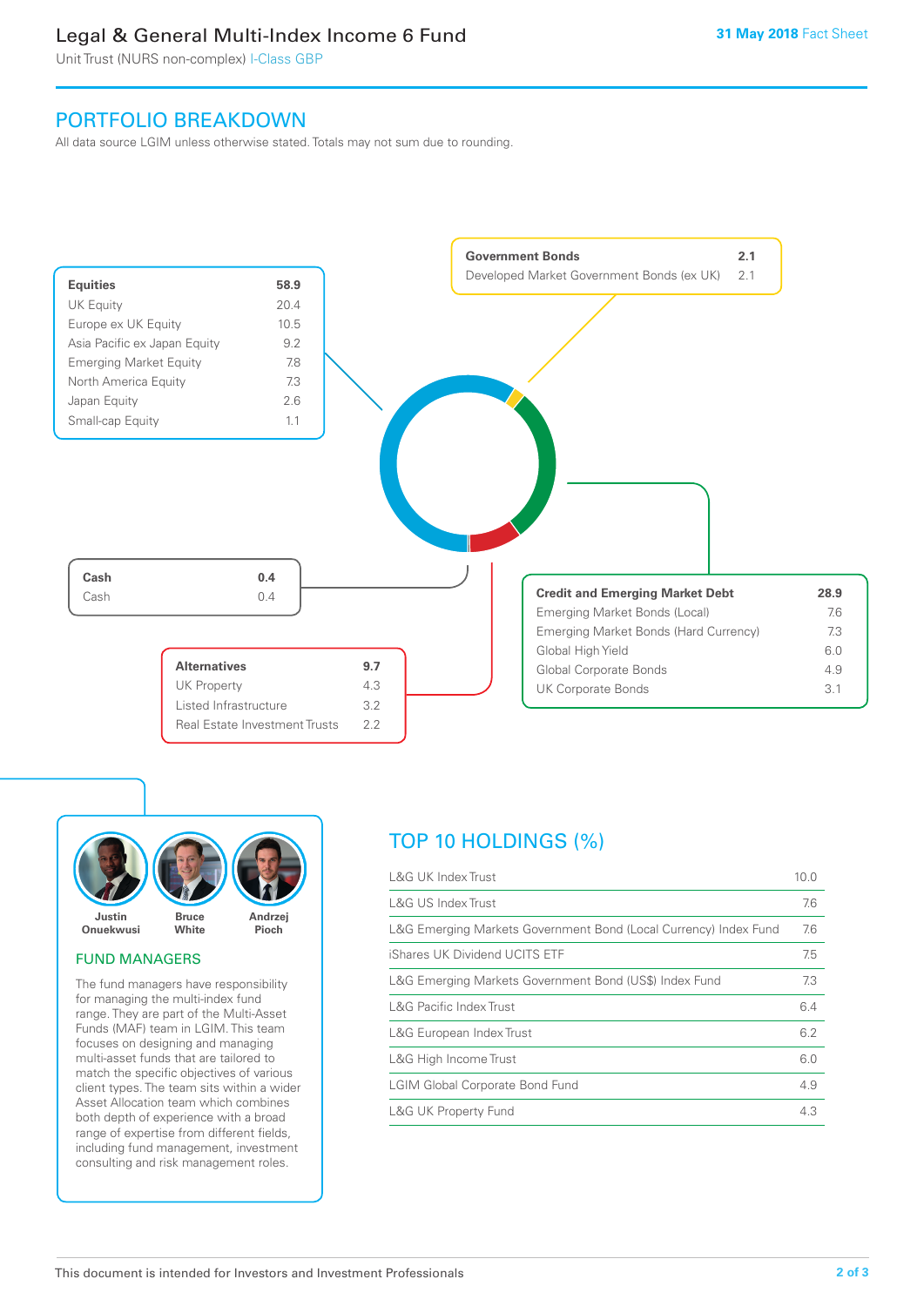# Legal & General Multi-Index Income 6 Fund

Unit Trust (NURS non-complex) I-Class GBP

31 May 2018 Fact Sheet

## PORTFOLIO BREAKDOWN

All data source LGIM unless otherwise stated. Totals may not sum due to rounding.

| Equities | 58.9 |
|---|---|
| UK Equity | 20.4 |
| Europe ex UK Equity | 10.5 |
| Asia Pacific ex Japan Equity | 9.2 |
| Emerging Market Equity | 7.8 |
| North America Equity | 7.3 |
| Japan Equity | 2.6 |
| Small-cap Equity | 1.1 |

| Government Bonds | 2.1 |
|---|---|
| Developed Market Government Bonds (ex UK) | 2.1 |

| Cash | 0.4 |
|---|---|
| Cash | 0.4 |

| Alternatives | 9.7 |
|---|---|
| UK Property | 4.3 |
| Listed Infrastructure | 3.2 |
| Real Estate Investment Trusts | 2.2 |

| Credit and Emerging Market Debt | 28.9 |
|---|---|
| Emerging Market Bonds (Local) | 7.6 |
| Emerging Market Bonds (Hard Currency) | 7.3 |
| Global High Yield | 6.0 |
| Global Corporate Bonds | 4.9 |
| UK Corporate Bonds | 3.1 |

Justin Onuekwusi, Bruce White, Andrzej Pioch

## FUND MANAGERS

The fund managers have responsibility for managing the multi-index fund range. They are part of the Multi-Asset Funds (MAF) team in LGIM. This team focuses on designing and managing multi-asset funds that are tailored to match the specific objectives of various client types. The team sits within a wider Asset Allocation team which combines both depth of experience with a broad range of expertise from different fields, including fund management, investment consulting and risk management roles.

## TOP 10 HOLDINGS (%)

| Holding | % |
|---|---|
| L&G UK Index Trust | 10.0 |
| L&G US Index Trust | 7.6 |
| L&G Emerging Markets Government Bond (Local Currency) Index Fund | 7.6 |
| iShares UK Dividend UCITS ETF | 7.5 |
| L&G Emerging Markets Government Bond (US$) Index Fund | 7.3 |
| L&G Pacific Index Trust | 6.4 |
| L&G European Index Trust | 6.2 |
| L&G High Income Trust | 6.0 |
| LGIM Global Corporate Bond Fund | 4.9 |
| L&G UK Property Fund | 4.3 |

This document is intended for Investors and Investment Professionals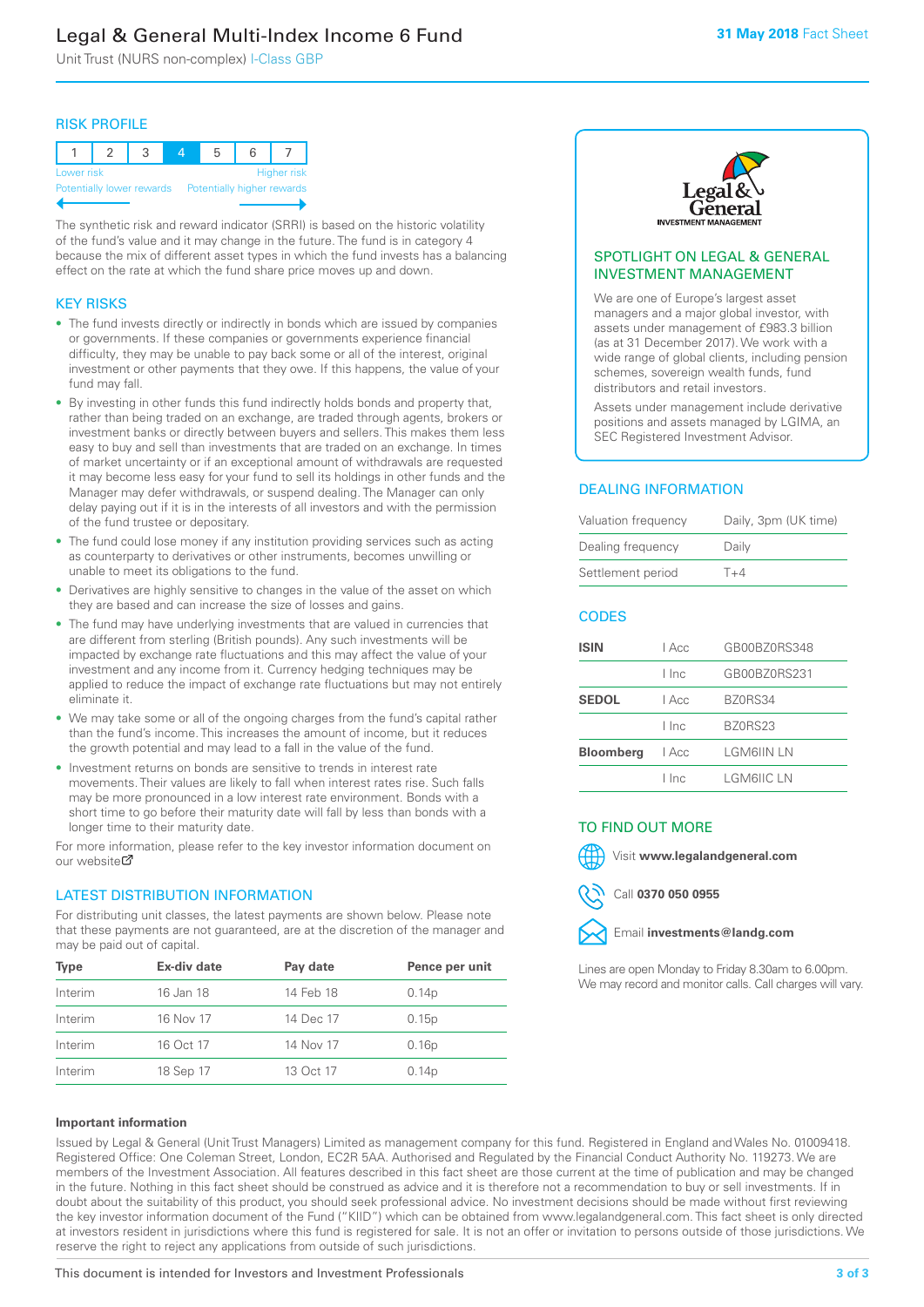# Legal & General Multi-Index Income 6 Fund

Unit Trust (NURS non-complex) I-Class GBP

**31 May 2018** Fact Sheet

## RISK PROFILE

| 1 | 2 | 3 | 4 | 5 | 6 | 7 |
|---|---|---|---|---|---|---|

Lower risk — Higher risk

Potentially lower rewards — Potentially higher rewards

The synthetic risk and reward indicator (SRRI) is based on the historic volatility of the fund's value and it may change in the future. The fund is in category 4 because the mix of different asset types in which the fund invests has a balancing effect on the rate at which the fund share price moves up and down.

## KEY RISKS

- The fund invests directly or indirectly in bonds which are issued by companies or governments. If these companies or governments experience financial difficulty, they may be unable to pay back some or all of the interest, original investment or other payments that they owe. If this happens, the value of your fund may fall.
- By investing in other funds this fund indirectly holds bonds and property that, rather than being traded on an exchange, are traded through agents, brokers or investment banks or directly between buyers and sellers. This makes them less easy to buy and sell than investments that are traded on an exchange. In times of market uncertainty or if an exceptional amount of withdrawals are requested it may become less easy for your fund to sell its holdings in other funds and the Manager may defer withdrawals, or suspend dealing. The Manager can only delay paying out if it is in the interests of all investors and with the permission of the fund trustee or depositary.
- The fund could lose money if any institution providing services such as acting as counterparty to derivatives or other instruments, becomes unwilling or unable to meet its obligations to the fund.
- Derivatives are highly sensitive to changes in the value of the asset on which they are based and can increase the size of losses and gains.
- The fund may have underlying investments that are valued in currencies that are different from sterling (British pounds). Any such investments will be impacted by exchange rate fluctuations and this may affect the value of your investment and any income from it. Currency hedging techniques may be applied to reduce the impact of exchange rate fluctuations but may not entirely eliminate it.
- We may take some or all of the ongoing charges from the fund's capital rather than the fund's income. This increases the amount of income, but it reduces the growth potential and may lead to a fall in the value of the fund.
- Investment returns on bonds are sensitive to trends in interest rate movements. Their values are likely to fall when interest rates rise. Such falls may be more pronounced in a low interest rate environment. Bonds with a short time to go before their maturity date will fall by less than bonds with a longer time to their maturity date.

For more information, please refer to the key investor information document on our website

## LATEST DISTRIBUTION INFORMATION

For distributing unit classes, the latest payments are shown below. Please note that these payments are not guaranteed, are at the discretion of the manager and may be paid out of capital.

| Type | Ex-div date | Pay date | Pence per unit |
|---|---|---|---|
| Interim | 16 Jan 18 | 14 Feb 18 | 0.14p |
| Interim | 16 Nov 17 | 14 Dec 17 | 0.15p |
| Interim | 16 Oct 17 | 14 Nov 17 | 0.16p |
| Interim | 18 Sep 17 | 13 Oct 17 | 0.14p |

## SPOTLIGHT ON LEGAL & GENERAL INVESTMENT MANAGEMENT

We are one of Europe's largest asset managers and a major global investor, with assets under management of £983.3 billion (as at 31 December 2017). We work with a wide range of global clients, including pension schemes, sovereign wealth funds, fund distributors and retail investors.

Assets under management include derivative positions and assets managed by LGIMA, an SEC Registered Investment Advisor.

## DEALING INFORMATION

| | |
|---|---|
| Valuation frequency | Daily, 3pm (UK time) |
| Dealing frequency | Daily |
| Settlement period | T+4 |

## CODES

| | | |
|---|---|---|
| **ISIN** | I Acc | GB00BZ0RS348 |
| | I Inc | GB00BZ0RS231 |
| **SEDOL** | I Acc | BZ0RS34 |
| | I Inc | BZ0RS23 |
| **Bloomberg** | I Acc | LGM6IIN LN |
| | I Inc | LGM6IIC LN |

## TO FIND OUT MORE

Visit **www.legalandgeneral.com**

Call **0370 050 0955**

Email **investments@landg.com**

Lines are open Monday to Friday 8.30am to 6.00pm. We may record and monitor calls. Call charges will vary.

**Important information**

Issued by Legal & General (Unit Trust Managers) Limited as management company for this fund. Registered in England and Wales No. 01009418. Registered Office: One Coleman Street, London, EC2R 5AA. Authorised and Regulated by the Financial Conduct Authority No. 119273. We are members of the Investment Association. All features described in this fact sheet are those current at the time of publication and may be changed in the future. Nothing in this fact sheet should be construed as advice and it is therefore not a recommendation to buy or sell investments. If in doubt about the suitability of this product, you should seek professional advice. No investment decisions should be made without first reviewing the key investor information document of the Fund ("KIID") which can be obtained from www.legalandgeneral.com. This fact sheet is only directed at investors resident in jurisdictions where this fund is registered for sale. It is not an offer or invitation to persons outside of those jurisdictions. We reserve the right to reject any applications from outside of such jurisdictions.

This document is intended for Investors and Investment Professionals